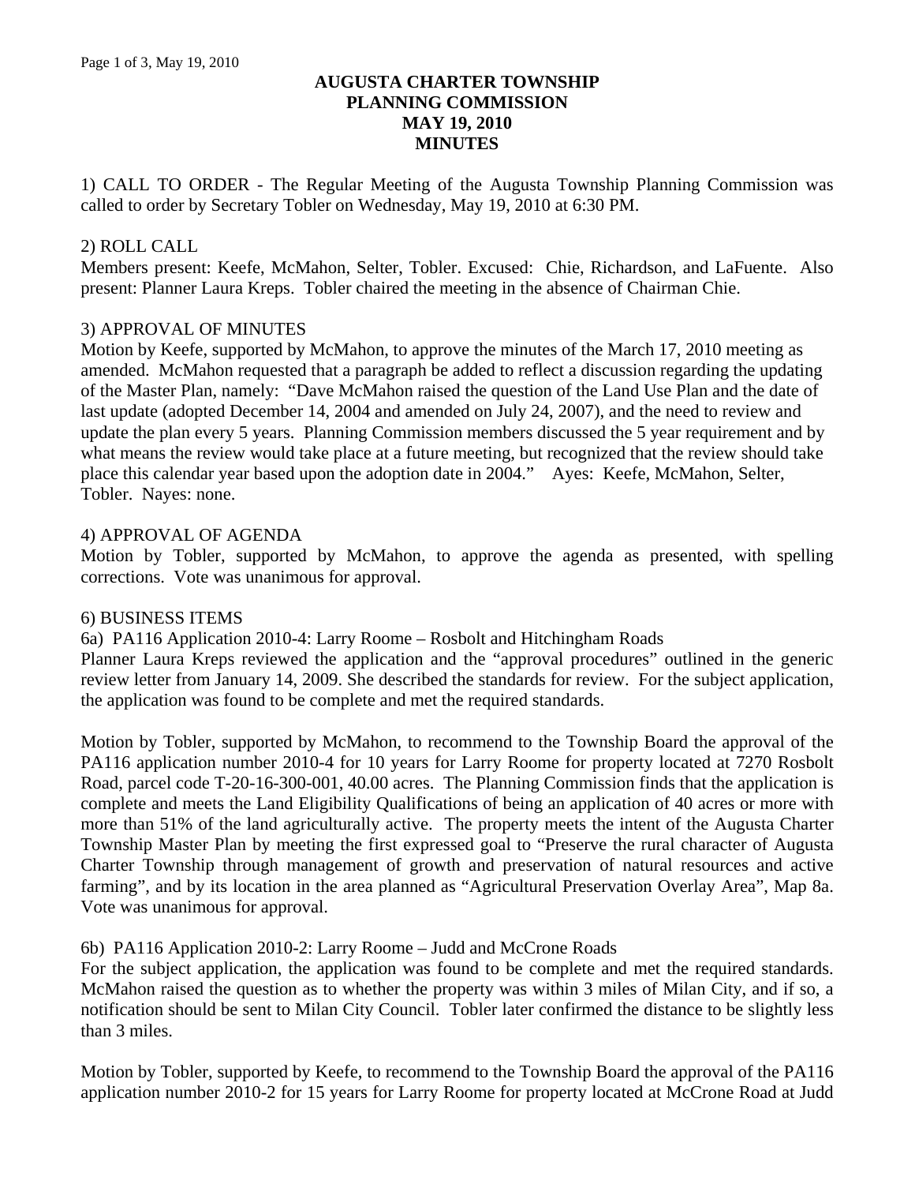# AUGUSTA CHARTER TOWNSHIP
# PLANNING COMMISSION
# MAY 19, 2010
# MINUTES

1) CALL TO ORDER - The Regular Meeting of the Augusta Township Planning Commission was called to order by Secretary Tobler on Wednesday, May 19, 2010 at 6:30 PM.

2) ROLL CALL
Members present: Keefe, McMahon, Selter, Tobler. Excused: Chie, Richardson, and LaFuente. Also present: Planner Laura Kreps. Tobler chaired the meeting in the absence of Chairman Chie.

3) APPROVAL OF MINUTES
Motion by Keefe, supported by McMahon, to approve the minutes of the March 17, 2010 meeting as amended. McMahon requested that a paragraph be added to reflect a discussion regarding the updating of the Master Plan, namely: "Dave McMahon raised the question of the Land Use Plan and the date of last update (adopted December 14, 2004 and amended on July 24, 2007), and the need to review and update the plan every 5 years. Planning Commission members discussed the 5 year requirement and by what means the review would take place at a future meeting, but recognized that the review should take place this calendar year based upon the adoption date in 2004." Ayes: Keefe, McMahon, Selter, Tobler. Nayes: none.

4) APPROVAL OF AGENDA
Motion by Tobler, supported by McMahon, to approve the agenda as presented, with spelling corrections. Vote was unanimous for approval.

6) BUSINESS ITEMS
6a) PA116 Application 2010-4: Larry Roome – Rosbolt and Hitchingham Roads
Planner Laura Kreps reviewed the application and the "approval procedures" outlined in the generic review letter from January 14, 2009. She described the standards for review. For the subject application, the application was found to be complete and met the required standards.

Motion by Tobler, supported by McMahon, to recommend to the Township Board the approval of the PA116 application number 2010-4 for 10 years for Larry Roome for property located at 7270 Rosbolt Road, parcel code T-20-16-300-001, 40.00 acres. The Planning Commission finds that the application is complete and meets the Land Eligibility Qualifications of being an application of 40 acres or more with more than 51% of the land agriculturally active. The property meets the intent of the Augusta Charter Township Master Plan by meeting the first expressed goal to "Preserve the rural character of Augusta Charter Township through management of growth and preservation of natural resources and active farming", and by its location in the area planned as "Agricultural Preservation Overlay Area", Map 8a. Vote was unanimous for approval.

6b) PA116 Application 2010-2: Larry Roome – Judd and McCrone Roads
For the subject application, the application was found to be complete and met the required standards. McMahon raised the question as to whether the property was within 3 miles of Milan City, and if so, a notification should be sent to Milan City Council. Tobler later confirmed the distance to be slightly less than 3 miles.

Motion by Tobler, supported by Keefe, to recommend to the Township Board the approval of the PA116 application number 2010-2 for 15 years for Larry Roome for property located at McCrone Road at Judd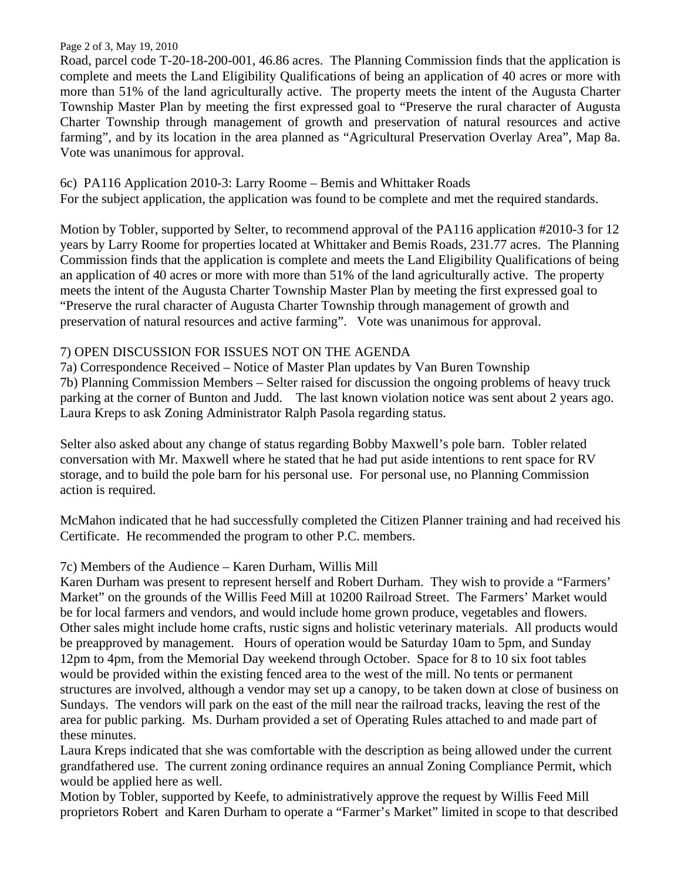Road, parcel code T-20-18-200-001, 46.86 acres. The Planning Commission finds that the application is complete and meets the Land Eligibility Qualifications of being an application of 40 acres or more with more than 51% of the land agriculturally active. The property meets the intent of the Augusta Charter Township Master Plan by meeting the first expressed goal to "Preserve the rural character of Augusta Charter Township through management of growth and preservation of natural resources and active farming", and by its location in the area planned as "Agricultural Preservation Overlay Area", Map 8a. Vote was unanimous for approval.

6c) PA116 Application 2010-3: Larry Roome – Bemis and Whittaker Roads
For the subject application, the application was found to be complete and met the required standards.

Motion by Tobler, supported by Selter, to recommend approval of the PA116 application #2010-3 for 12 years by Larry Roome for properties located at Whittaker and Bemis Roads, 231.77 acres. The Planning Commission finds that the application is complete and meets the Land Eligibility Qualifications of being an application of 40 acres or more with more than 51% of the land agriculturally active. The property meets the intent of the Augusta Charter Township Master Plan by meeting the first expressed goal to "Preserve the rural character of Augusta Charter Township through management of growth and preservation of natural resources and active farming". Vote was unanimous for approval.

7) OPEN DISCUSSION FOR ISSUES NOT ON THE AGENDA
7a) Correspondence Received – Notice of Master Plan updates by Van Buren Township
7b) Planning Commission Members – Selter raised for discussion the ongoing problems of heavy truck parking at the corner of Bunton and Judd. The last known violation notice was sent about 2 years ago. Laura Kreps to ask Zoning Administrator Ralph Pasola regarding status.

Selter also asked about any change of status regarding Bobby Maxwell's pole barn. Tobler related conversation with Mr. Maxwell where he stated that he had put aside intentions to rent space for RV storage, and to build the pole barn for his personal use. For personal use, no Planning Commission action is required.

McMahon indicated that he had successfully completed the Citizen Planner training and had received his Certificate. He recommended the program to other P.C. members.

7c) Members of the Audience – Karen Durham, Willis Mill
Karen Durham was present to represent herself and Robert Durham. They wish to provide a "Farmers' Market" on the grounds of the Willis Feed Mill at 10200 Railroad Street. The Farmers' Market would be for local farmers and vendors, and would include home grown produce, vegetables and flowers. Other sales might include home crafts, rustic signs and holistic veterinary materials. All products would be preapproved by management. Hours of operation would be Saturday 10am to 5pm, and Sunday 12pm to 4pm, from the Memorial Day weekend through October. Space for 8 to 10 six foot tables would be provided within the existing fenced area to the west of the mill. No tents or permanent structures are involved, although a vendor may set up a canopy, to be taken down at close of business on Sundays. The vendors will park on the east of the mill near the railroad tracks, leaving the rest of the area for public parking. Ms. Durham provided a set of Operating Rules attached to and made part of these minutes.
Laura Kreps indicated that she was comfortable with the description as being allowed under the current grandfathered use. The current zoning ordinance requires an annual Zoning Compliance Permit, which would be applied here as well.
Motion by Tobler, supported by Keefe, to administratively approve the request by Willis Feed Mill proprietors Robert and Karen Durham to operate a "Farmer's Market" limited in scope to that described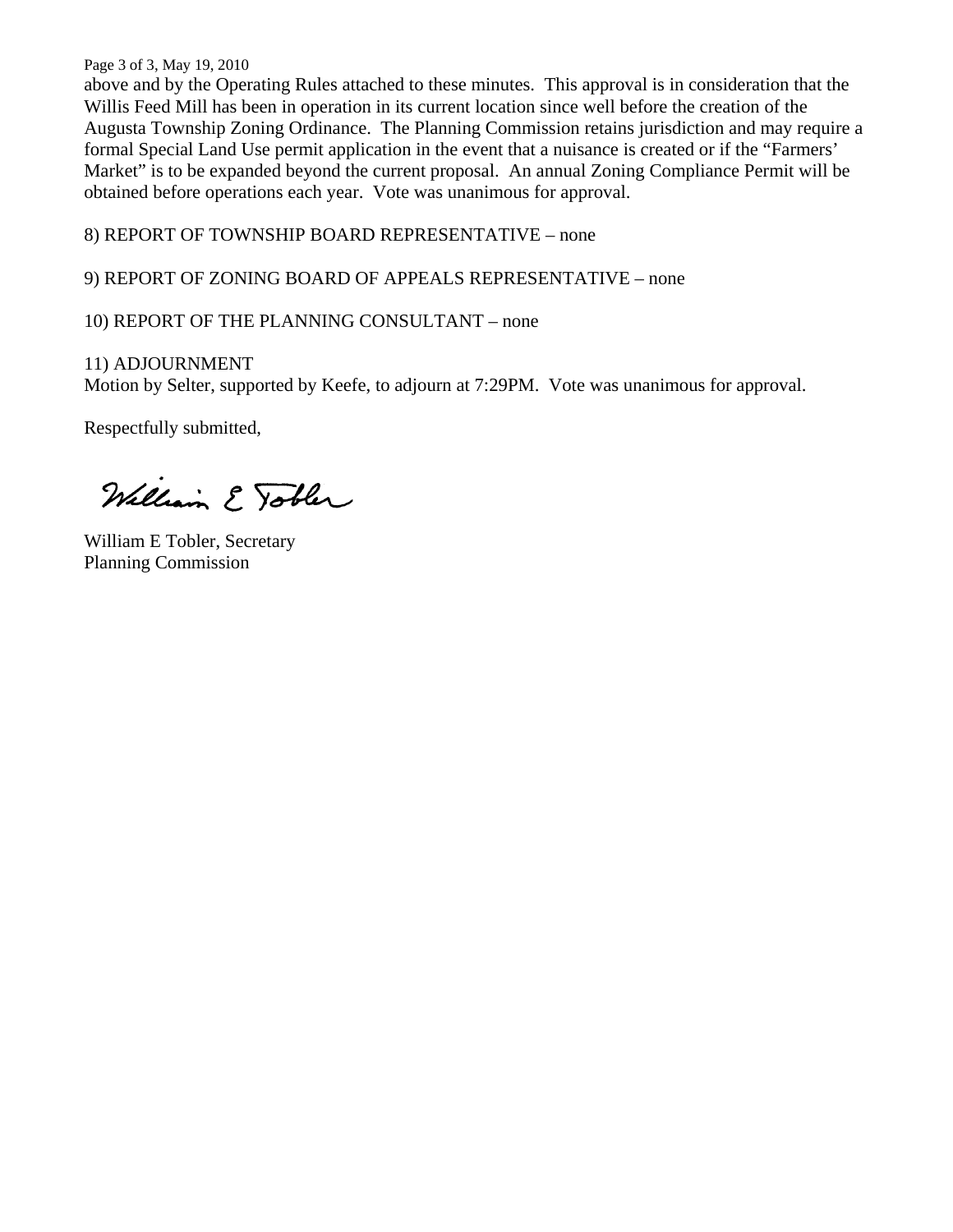above and by the Operating Rules attached to these minutes. This approval is in consideration that the Willis Feed Mill has been in operation in its current location since well before the creation of the Augusta Township Zoning Ordinance. The Planning Commission retains jurisdiction and may require a formal Special Land Use permit application in the event that a nuisance is created or if the "Farmers' Market" is to be expanded beyond the current proposal. An annual Zoning Compliance Permit will be obtained before operations each year. Vote was unanimous for approval.

8) REPORT OF TOWNSHIP BOARD REPRESENTATIVE – none

9) REPORT OF ZONING BOARD OF APPEALS REPRESENTATIVE – none

10) REPORT OF THE PLANNING CONSULTANT – none

11) ADJOURNMENT

Motion by Selter, supported by Keefe, to adjourn at 7:29PM. Vote was unanimous for approval.

Respectfully submitted,

William E Tobler

William E Tobler, Secretary
Planning Commission